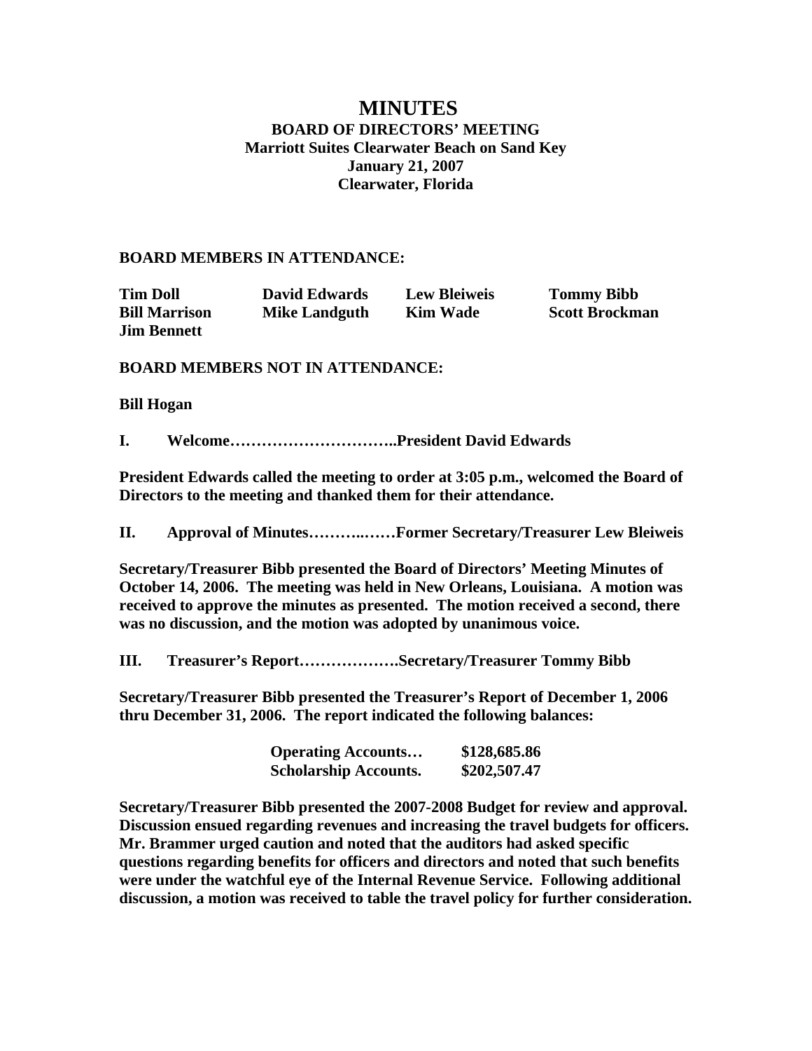# MINUTES

## BOARD OF DIRECTORS' MEETING
**Marriott Suites Clearwater Beach on Sand Key**
**January 21, 2007**
**Clearwater, Florida**

**BOARD MEMBERS IN ATTENDANCE:**

| | | | |
|---|---|---|---|
| **Tim Doll** | **David Edwards** | **Lew Bleiweis** | **Tommy Bibb** |
| **Bill Marrison** | **Mike Landguth** | **Kim Wade** | **Scott Brockman** |
| **Jim Bennett** | | | |

**BOARD MEMBERS NOT IN ATTENDANCE:**

**Bill Hogan**

**I. Welcome…………………………..President David Edwards**

**President Edwards called the meeting to order at 3:05 p.m., welcomed the Board of Directors to the meeting and thanked them for their attendance.**

**II. Approval of Minutes………..……Former Secretary/Treasurer Lew Bleiweis**

**Secretary/Treasurer Bibb presented the Board of Directors' Meeting Minutes of October 14, 2006. The meeting was held in New Orleans, Louisiana. A motion was received to approve the minutes as presented. The motion received a second, there was no discussion, and the motion was adopted by unanimous voice.**

**III. Treasurer's Report……………….Secretary/Treasurer Tommy Bibb**

**Secretary/Treasurer Bibb presented the Treasurer's Report of December 1, 2006 thru December 31, 2006. The report indicated the following balances:**

| | |
|---|---|
| **Operating Accounts…** | **$128,685.86** |
| **Scholarship Accounts.** | **$202,507.47** |

**Secretary/Treasurer Bibb presented the 2007-2008 Budget for review and approval. Discussion ensued regarding revenues and increasing the travel budgets for officers. Mr. Brammer urged caution and noted that the auditors had asked specific questions regarding benefits for officers and directors and noted that such benefits were under the watchful eye of the Internal Revenue Service. Following additional discussion, a motion was received to table the travel policy for further consideration.**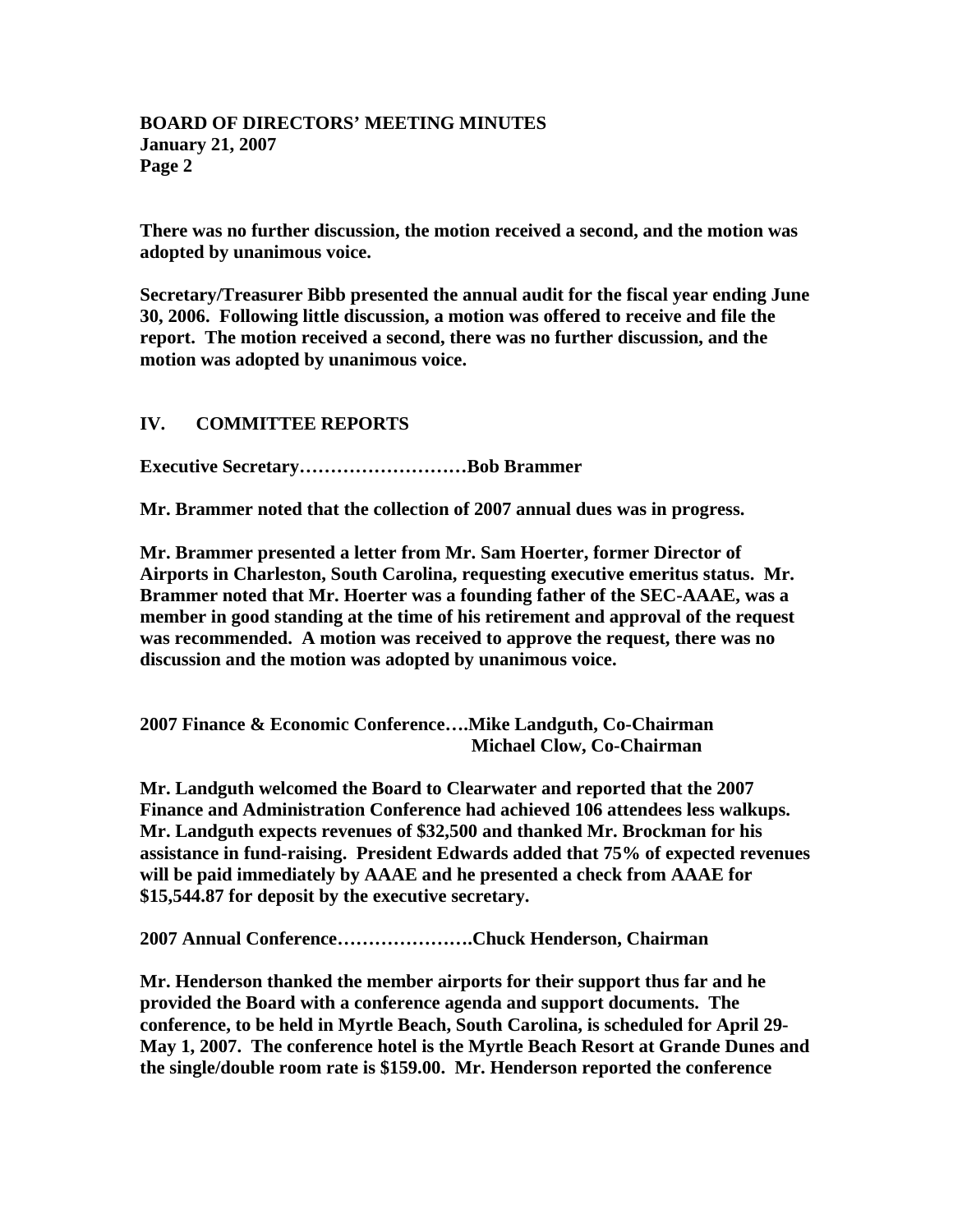There was no further discussion, the motion received a second, and the motion was adopted by unanimous voice.

Secretary/Treasurer Bibb presented the annual audit for the fiscal year ending June 30, 2006. Following little discussion, a motion was offered to receive and file the report. The motion received a second, there was no further discussion, and the motion was adopted by unanimous voice.

## IV. COMMITTEE REPORTS

**Executive Secretary………………………Bob Brammer**

Mr. Brammer noted that the collection of 2007 annual dues was in progress.

Mr. Brammer presented a letter from Mr. Sam Hoerter, former Director of Airports in Charleston, South Carolina, requesting executive emeritus status. Mr. Brammer noted that Mr. Hoerter was a founding father of the SEC-AAAE, was a member in good standing at the time of his retirement and approval of the request was recommended. A motion was received to approve the request, there was no discussion and the motion was adopted by unanimous voice.

**2007 Finance & Economic Conference….Mike Landguth, Co-Chairman**
**Michael Clow, Co-Chairman**

Mr. Landguth welcomed the Board to Clearwater and reported that the 2007 Finance and Administration Conference had achieved 106 attendees less walkups. Mr. Landguth expects revenues of $32,500 and thanked Mr. Brockman for his assistance in fund-raising. President Edwards added that 75% of expected revenues will be paid immediately by AAAE and he presented a check from AAAE for $15,544.87 for deposit by the executive secretary.

**2007 Annual Conference………………….Chuck Henderson, Chairman**

Mr. Henderson thanked the member airports for their support thus far and he provided the Board with a conference agenda and support documents. The conference, to be held in Myrtle Beach, South Carolina, is scheduled for April 29-May 1, 2007. The conference hotel is the Myrtle Beach Resort at Grande Dunes and the single/double room rate is $159.00. Mr. Henderson reported the conference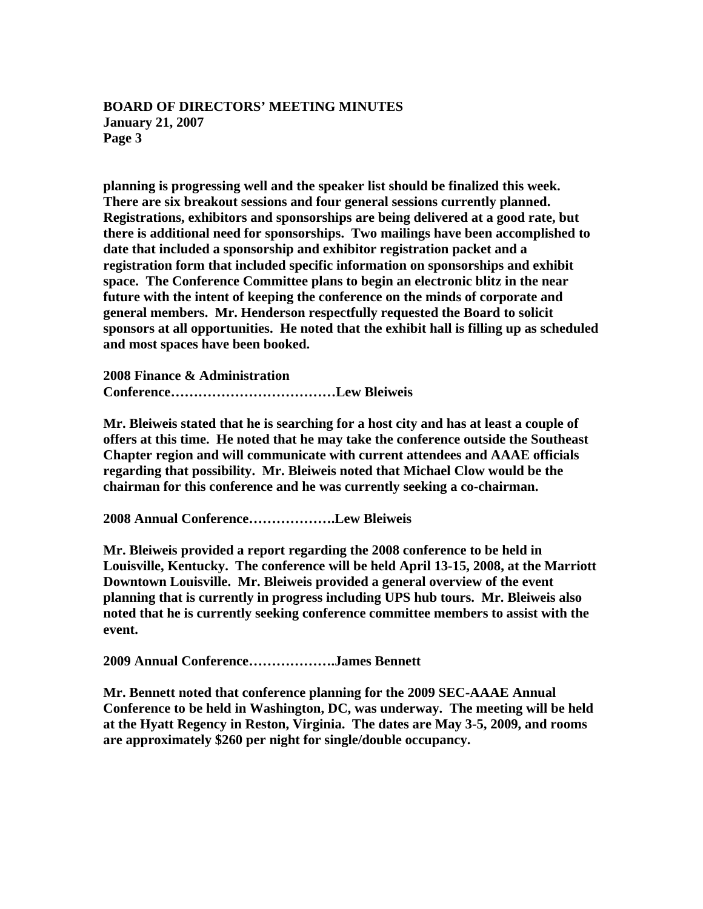planning is progressing well and the speaker list should be finalized this week. There are six breakout sessions and four general sessions currently planned. Registrations, exhibitors and sponsorships are being delivered at a good rate, but there is additional need for sponsorships. Two mailings have been accomplished to date that included a sponsorship and exhibitor registration packet and a registration form that included specific information on sponsorships and exhibit space. The Conference Committee plans to begin an electronic blitz in the near future with the intent of keeping the conference on the minds of corporate and general members. Mr. Henderson respectfully requested the Board to solicit sponsors at all opportunities. He noted that the exhibit hall is filling up as scheduled and most spaces have been booked.

**2008 Finance & Administration Conference………………………………Lew Bleiweis**

Mr. Bleiweis stated that he is searching for a host city and has at least a couple of offers at this time. He noted that he may take the conference outside the Southeast Chapter region and will communicate with current attendees and AAAE officials regarding that possibility. Mr. Bleiweis noted that Michael Clow would be the chairman for this conference and he was currently seeking a co-chairman.

**2008 Annual Conference……………….Lew Bleiweis**

Mr. Bleiweis provided a report regarding the 2008 conference to be held in Louisville, Kentucky. The conference will be held April 13-15, 2008, at the Marriott Downtown Louisville. Mr. Bleiweis provided a general overview of the event planning that is currently in progress including UPS hub tours. Mr. Bleiweis also noted that he is currently seeking conference committee members to assist with the event.

**2009 Annual Conference……………….James Bennett**

Mr. Bennett noted that conference planning for the 2009 SEC-AAAE Annual Conference to be held in Washington, DC, was underway. The meeting will be held at the Hyatt Regency in Reston, Virginia. The dates are May 3-5, 2009, and rooms are approximately $260 per night for single/double occupancy.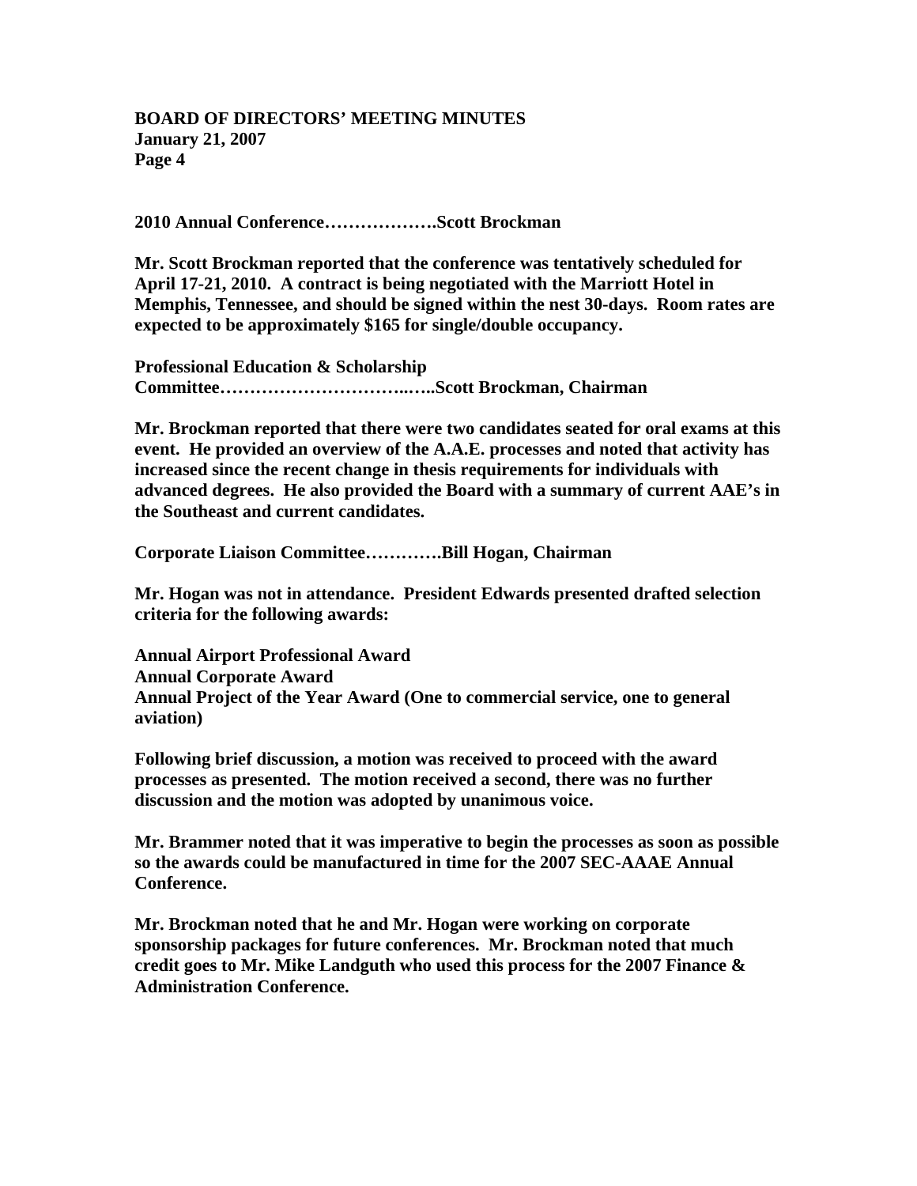**2010 Annual Conference……………….Scott Brockman**

**Mr. Scott Brockman reported that the conference was tentatively scheduled for April 17-21, 2010. A contract is being negotiated with the Marriott Hotel in Memphis, Tennessee, and should be signed within the nest 30-days. Room rates are expected to be approximately $165 for single/double occupancy.**

**Professional Education & Scholarship Committee…………………………..…..Scott Brockman, Chairman**

**Mr. Brockman reported that there were two candidates seated for oral exams at this event. He provided an overview of the A.A.E. processes and noted that activity has increased since the recent change in thesis requirements for individuals with advanced degrees. He also provided the Board with a summary of current AAE's in the Southeast and current candidates.**

**Corporate Liaison Committee………….Bill Hogan, Chairman**

**Mr. Hogan was not in attendance. President Edwards presented drafted selection criteria for the following awards:**

**Annual Airport Professional Award**
**Annual Corporate Award**
**Annual Project of the Year Award (One to commercial service, one to general aviation)**

**Following brief discussion, a motion was received to proceed with the award processes as presented. The motion received a second, there was no further discussion and the motion was adopted by unanimous voice.**

**Mr. Brammer noted that it was imperative to begin the processes as soon as possible so the awards could be manufactured in time for the 2007 SEC-AAAE Annual Conference.**

**Mr. Brockman noted that he and Mr. Hogan were working on corporate sponsorship packages for future conferences. Mr. Brockman noted that much credit goes to Mr. Mike Landguth who used this process for the 2007 Finance & Administration Conference.**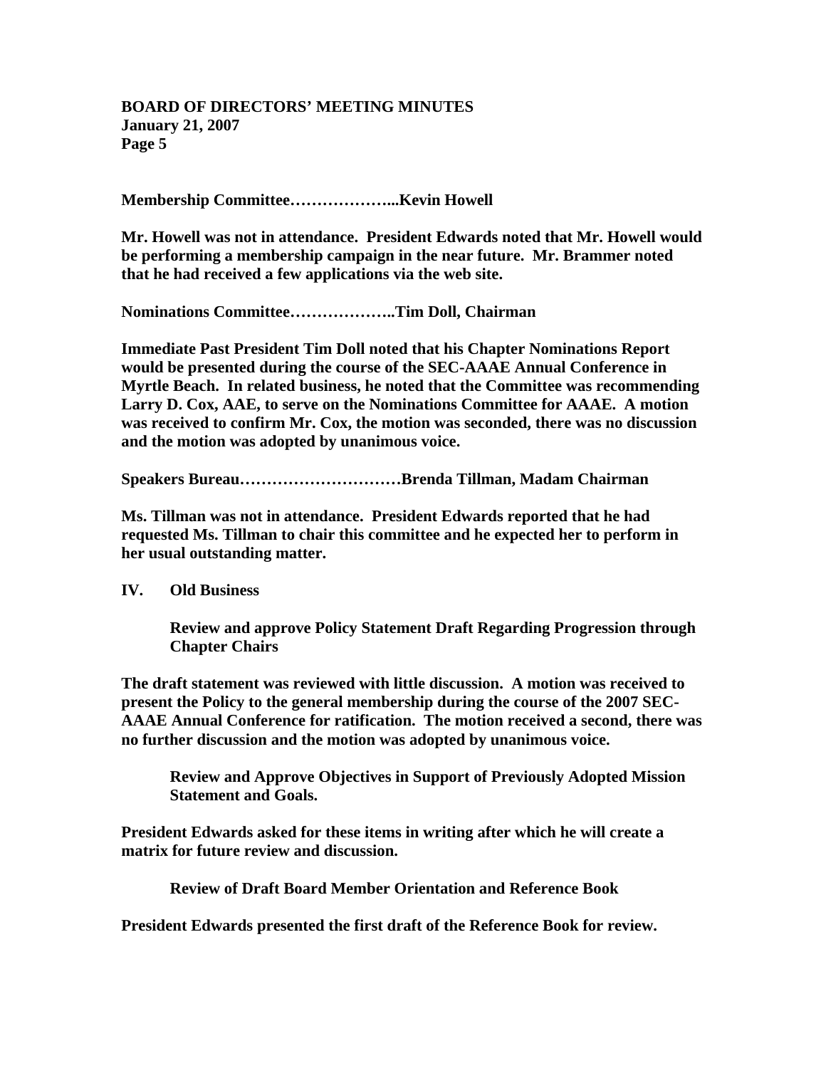**Membership Committee………………...Kevin Howell**

**Mr. Howell was not in attendance. President Edwards noted that Mr. Howell would be performing a membership campaign in the near future. Mr. Brammer noted that he had received a few applications via the web site.**

**Nominations Committee………………..Tim Doll, Chairman**

**Immediate Past President Tim Doll noted that his Chapter Nominations Report would be presented during the course of the SEC-AAAE Annual Conference in Myrtle Beach. In related business, he noted that the Committee was recommending Larry D. Cox, AAE, to serve on the Nominations Committee for AAAE. A motion was received to confirm Mr. Cox, the motion was seconded, there was no discussion and the motion was adopted by unanimous voice.**

**Speakers Bureau…………………………Brenda Tillman, Madam Chairman**

**Ms. Tillman was not in attendance. President Edwards reported that he had requested Ms. Tillman to chair this committee and he expected her to perform in her usual outstanding matter.**

## IV. Old Business

**Review and approve Policy Statement Draft Regarding Progression through Chapter Chairs**

**The draft statement was reviewed with little discussion. A motion was received to present the Policy to the general membership during the course of the 2007 SEC-AAAE Annual Conference for ratification. The motion received a second, there was no further discussion and the motion was adopted by unanimous voice.**

**Review and Approve Objectives in Support of Previously Adopted Mission Statement and Goals.**

**President Edwards asked for these items in writing after which he will create a matrix for future review and discussion.**

**Review of Draft Board Member Orientation and Reference Book**

**President Edwards presented the first draft of the Reference Book for review.**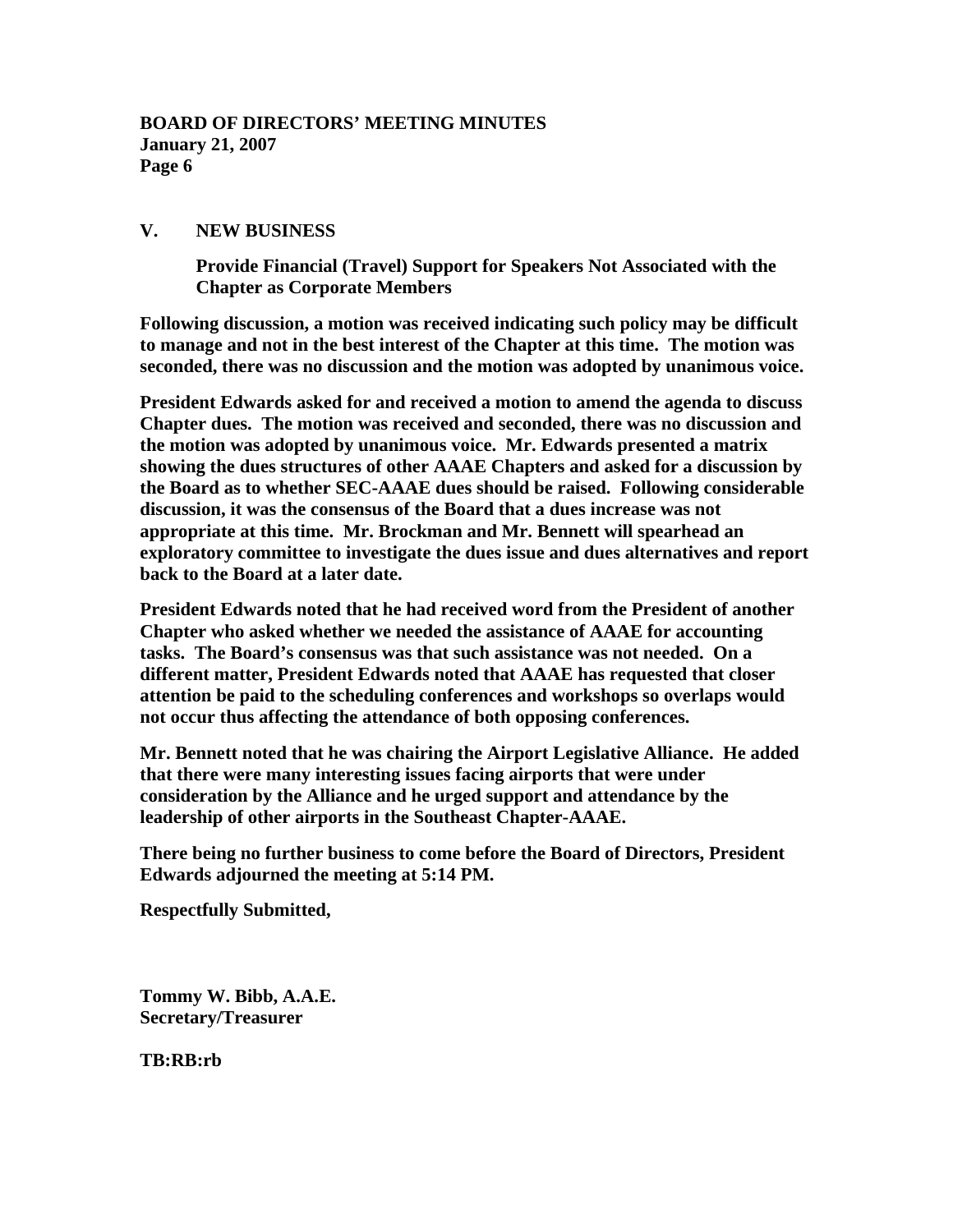## V. NEW BUSINESS

**Provide Financial (Travel) Support for Speakers Not Associated with the Chapter as Corporate Members**

**Following discussion, a motion was received indicating such policy may be difficult to manage and not in the best interest of the Chapter at this time. The motion was seconded, there was no discussion and the motion was adopted by unanimous voice.**

**President Edwards asked for and received a motion to amend the agenda to discuss Chapter dues. The motion was received and seconded, there was no discussion and the motion was adopted by unanimous voice. Mr. Edwards presented a matrix showing the dues structures of other AAAE Chapters and asked for a discussion by the Board as to whether SEC-AAAE dues should be raised. Following considerable discussion, it was the consensus of the Board that a dues increase was not appropriate at this time. Mr. Brockman and Mr. Bennett will spearhead an exploratory committee to investigate the dues issue and dues alternatives and report back to the Board at a later date.**

**President Edwards noted that he had received word from the President of another Chapter who asked whether we needed the assistance of AAAE for accounting tasks. The Board's consensus was that such assistance was not needed. On a different matter, President Edwards noted that AAAE has requested that closer attention be paid to the scheduling conferences and workshops so overlaps would not occur thus affecting the attendance of both opposing conferences.**

**Mr. Bennett noted that he was chairing the Airport Legislative Alliance. He added that there were many interesting issues facing airports that were under consideration by the Alliance and he urged support and attendance by the leadership of other airports in the Southeast Chapter-AAAE.**

**There being no further business to come before the Board of Directors, President Edwards adjourned the meeting at 5:14 PM.**

**Respectfully Submitted,**

**Tommy W. Bibb, A.A.E.**
**Secretary/Treasurer**

**TB:RB:rb**